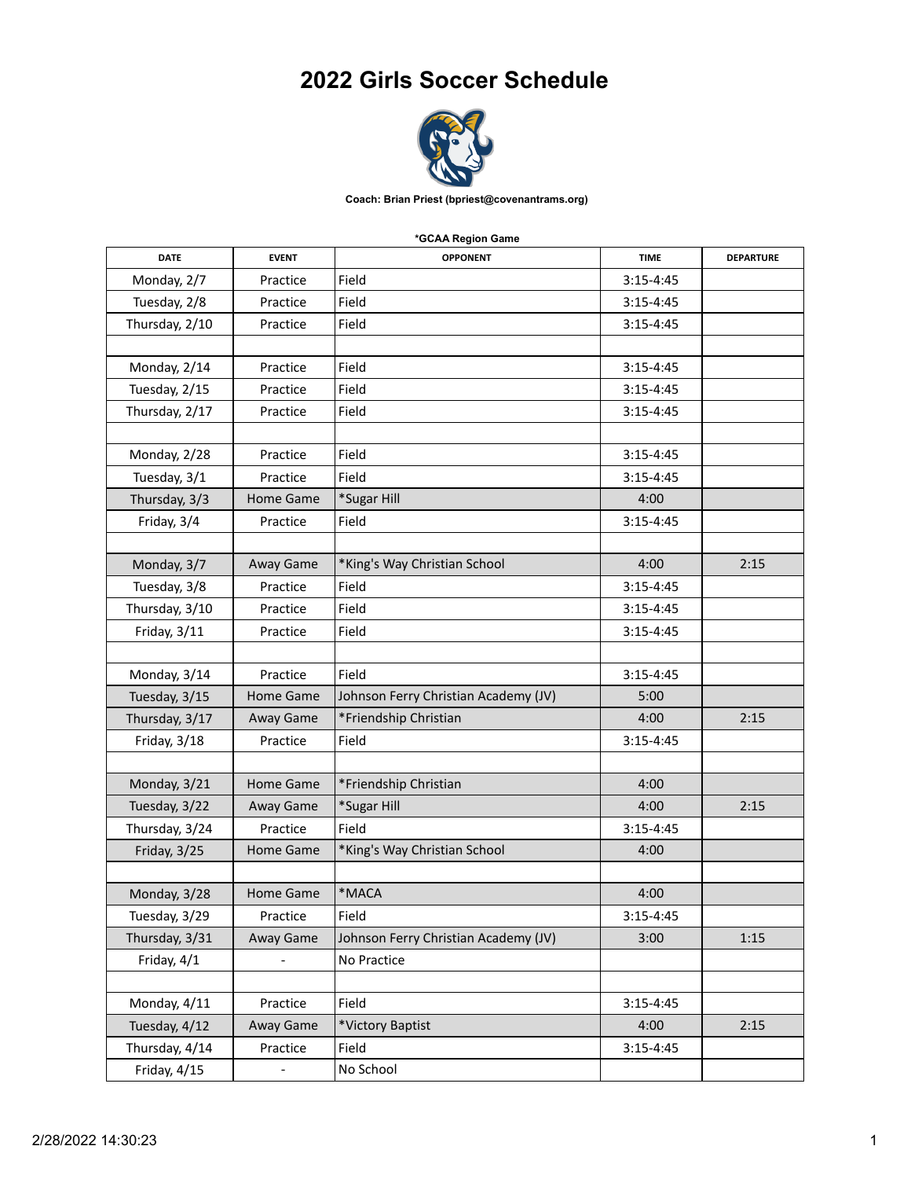# 2022 Girls Soccer Schedule

**Coach: Brian Priest (bpriest@covenantrams.org)**

**\*GCAA Region Game**

| DATE | EVENT | OPPONENT | TIME | DEPARTURE |
|---|---|---|---|---|
| Monday, 2/7 | Practice | Field | 3:15-4:45 | |
| Tuesday, 2/8 | Practice | Field | 3:15-4:45 | |
| Thursday, 2/10 | Practice | Field | 3:15-4:45 | |
| | | | | |
| Monday, 2/14 | Practice | Field | 3:15-4:45 | |
| Tuesday, 2/15 | Practice | Field | 3:15-4:45 | |
| Thursday, 2/17 | Practice | Field | 3:15-4:45 | |
| | | | | |
| Monday, 2/28 | Practice | Field | 3:15-4:45 | |
| Tuesday, 3/1 | Practice | Field | 3:15-4:45 | |
| Thursday, 3/3 | Home Game | *Sugar Hill | 4:00 | |
| Friday, 3/4 | Practice | Field | 3:15-4:45 | |
| | | | | |
| Monday, 3/7 | Away Game | *King's Way Christian School | 4:00 | 2:15 |
| Tuesday, 3/8 | Practice | Field | 3:15-4:45 | |
| Thursday, 3/10 | Practice | Field | 3:15-4:45 | |
| Friday, 3/11 | Practice | Field | 3:15-4:45 | |
| | | | | |
| Monday, 3/14 | Practice | Field | 3:15-4:45 | |
| Tuesday, 3/15 | Home Game | Johnson Ferry Christian Academy (JV) | 5:00 | |
| Thursday, 3/17 | Away Game | *Friendship Christian | 4:00 | 2:15 |
| Friday, 3/18 | Practice | Field | 3:15-4:45 | |
| | | | | |
| Monday, 3/21 | Home Game | *Friendship Christian | 4:00 | |
| Tuesday, 3/22 | Away Game | *Sugar Hill | 4:00 | 2:15 |
| Thursday, 3/24 | Practice | Field | 3:15-4:45 | |
| Friday, 3/25 | Home Game | *King's Way Christian School | 4:00 | |
| | | | | |
| Monday, 3/28 | Home Game | *MACA | 4:00 | |
| Tuesday, 3/29 | Practice | Field | 3:15-4:45 | |
| Thursday, 3/31 | Away Game | Johnson Ferry Christian Academy (JV) | 3:00 | 1:15 |
| Friday, 4/1 | - | No Practice | | |
| | | | | |
| Monday, 4/11 | Practice | Field | 3:15-4:45 | |
| Tuesday, 4/12 | Away Game | *Victory Baptist | 4:00 | 2:15 |
| Thursday, 4/14 | Practice | Field | 3:15-4:45 | |
| Friday, 4/15 | - | No School | | |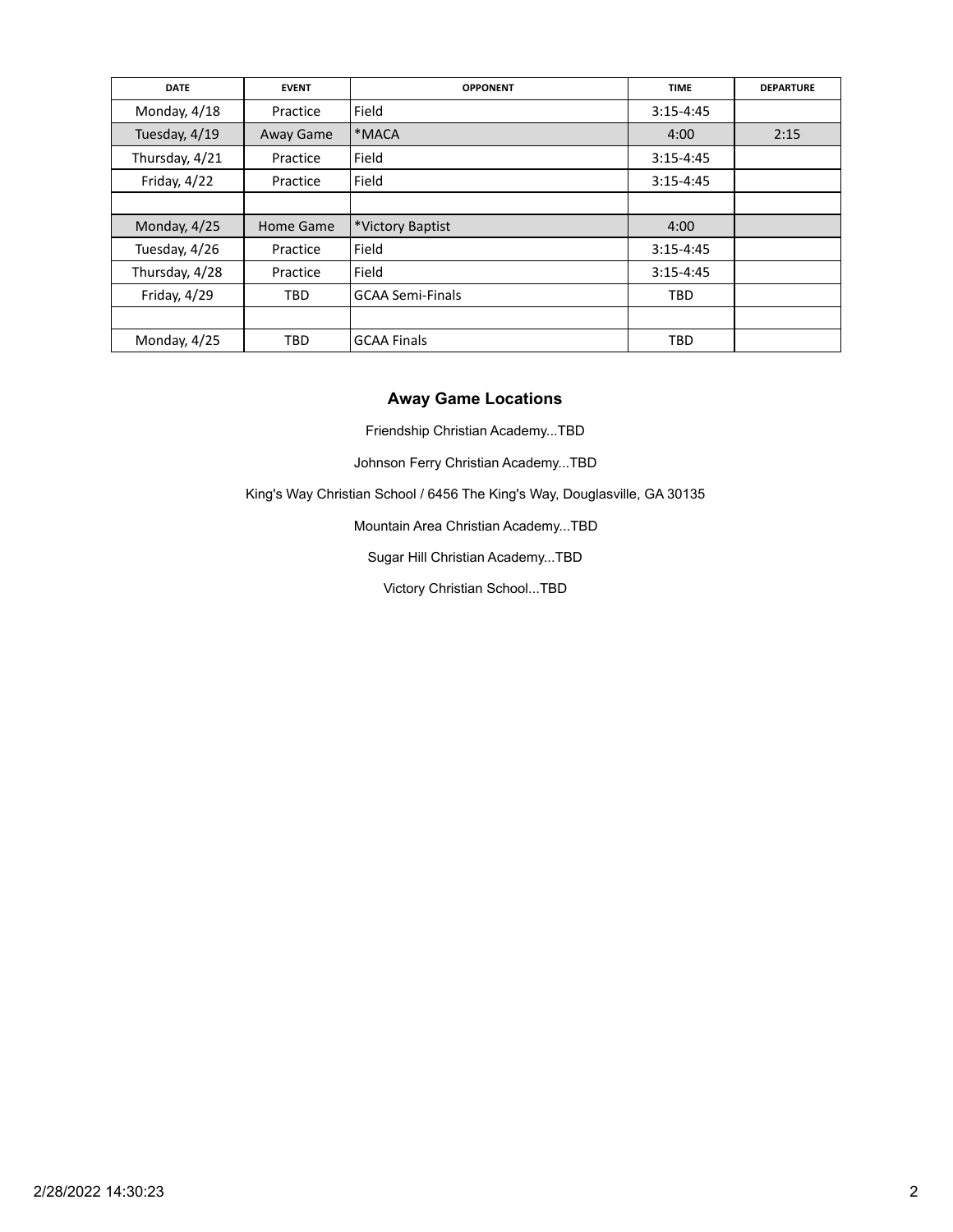| DATE | EVENT | OPPONENT | TIME | DEPARTURE |
| --- | --- | --- | --- | --- |
| Monday, 4/18 | Practice | Field | 3:15-4:45 | |
| Tuesday, 4/19 | Away Game | *MACA | 4:00 | 2:15 |
| Thursday, 4/21 | Practice | Field | 3:15-4:45 | |
| Friday, 4/22 | Practice | Field | 3:15-4:45 | |
| | | | | |
| Monday, 4/25 | Home Game | *Victory Baptist | 4:00 | |
| Tuesday, 4/26 | Practice | Field | 3:15-4:45 | |
| Thursday, 4/28 | Practice | Field | 3:15-4:45 | |
| Friday, 4/29 | TBD | GCAA Semi-Finals | TBD | |
| | | | | |
| Monday, 4/25 | TBD | GCAA Finals | TBD | |

## Away Game Locations

Friendship Christian Academy...TBD

Johnson Ferry Christian Academy...TBD

King's Way Christian School / 6456 The King's Way, Douglasville, GA 30135

Mountain Area Christian Academy...TBD

Sugar Hill Christian Academy...TBD

Victory Christian School...TBD